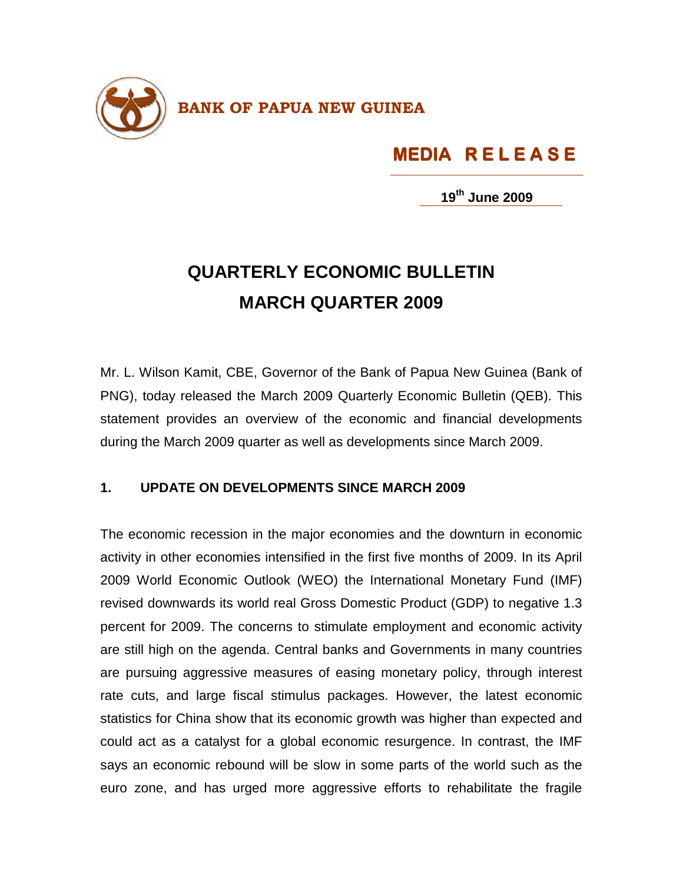**BANK OF PAPUA NEW GUINEA**

**MEDIA RELEASE**

**19th June 2009**

# QUARTERLY ECONOMIC BULLETIN
# MARCH QUARTER 2009

Mr. L. Wilson Kamit, CBE, Governor of the Bank of Papua New Guinea (Bank of PNG), today released the March 2009 Quarterly Economic Bulletin (QEB). This statement provides an overview of the economic and financial developments during the March 2009 quarter as well as developments since March 2009.

## 1. UPDATE ON DEVELOPMENTS SINCE MARCH 2009

The economic recession in the major economies and the downturn in economic activity in other economies intensified in the first five months of 2009. In its April 2009 World Economic Outlook (WEO) the International Monetary Fund (IMF) revised downwards its world real Gross Domestic Product (GDP) to negative 1.3 percent for 2009. The concerns to stimulate employment and economic activity are still high on the agenda. Central banks and Governments in many countries are pursuing aggressive measures of easing monetary policy, through interest rate cuts, and large fiscal stimulus packages. However, the latest economic statistics for China show that its economic growth was higher than expected and could act as a catalyst for a global economic resurgence. In contrast, the IMF says an economic rebound will be slow in some parts of the world such as the euro zone, and has urged more aggressive efforts to rehabilitate the fragile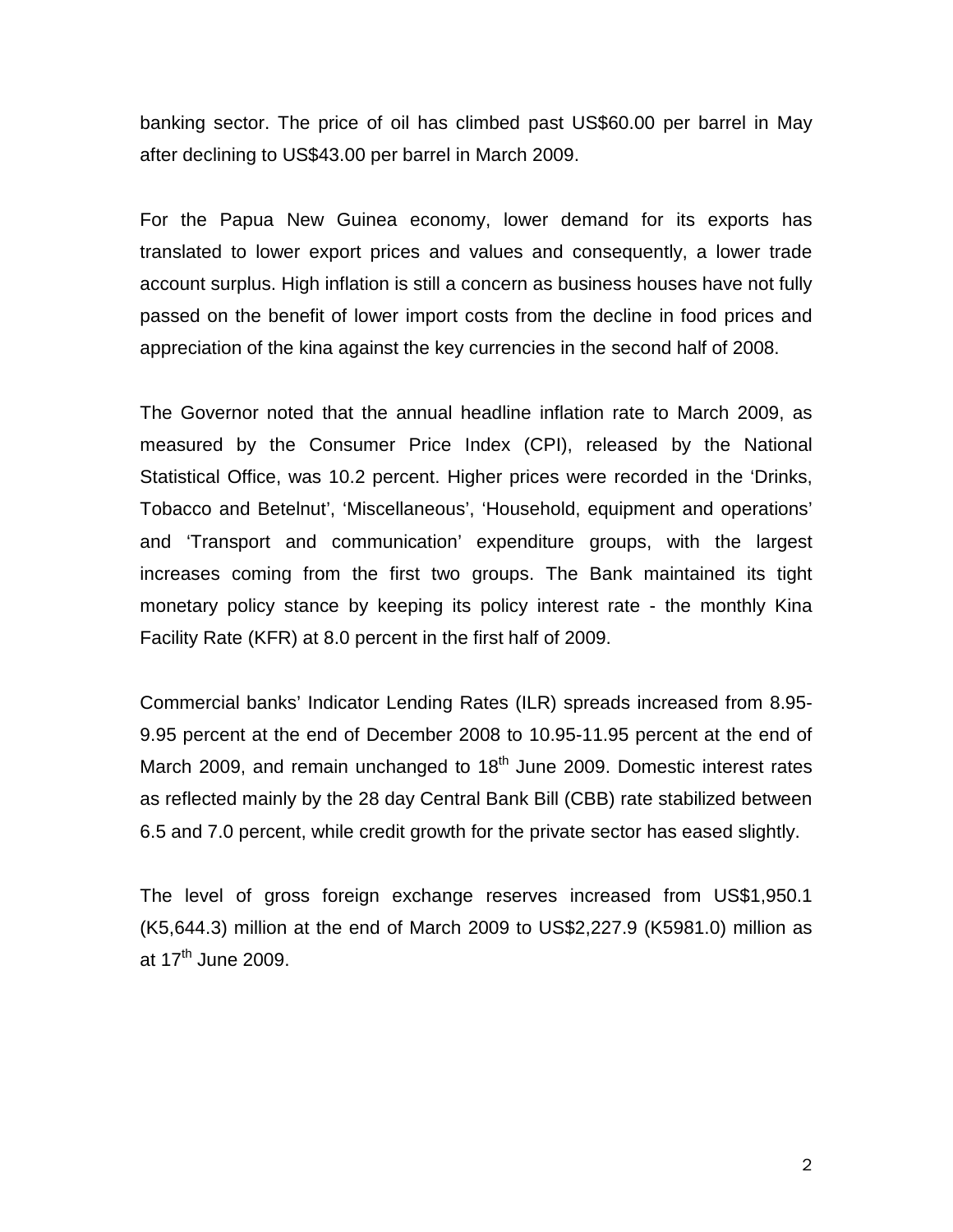banking sector. The price of oil has climbed past US$60.00 per barrel in May after declining to US$43.00 per barrel in March 2009.

For the Papua New Guinea economy, lower demand for its exports has translated to lower export prices and values and consequently, a lower trade account surplus. High inflation is still a concern as business houses have not fully passed on the benefit of lower import costs from the decline in food prices and appreciation of the kina against the key currencies in the second half of 2008.

The Governor noted that the annual headline inflation rate to March 2009, as measured by the Consumer Price Index (CPI), released by the National Statistical Office, was 10.2 percent. Higher prices were recorded in the 'Drinks, Tobacco and Betelnut', 'Miscellaneous', 'Household, equipment and operations' and 'Transport and communication' expenditure groups, with the largest increases coming from the first two groups. The Bank maintained its tight monetary policy stance by keeping its policy interest rate - the monthly Kina Facility Rate (KFR) at 8.0 percent in the first half of 2009.

Commercial banks' Indicator Lending Rates (ILR) spreads increased from 8.95-9.95 percent at the end of December 2008 to 10.95-11.95 percent at the end of March 2009, and remain unchanged to 18th June 2009. Domestic interest rates as reflected mainly by the 28 day Central Bank Bill (CBB) rate stabilized between 6.5 and 7.0 percent, while credit growth for the private sector has eased slightly.

The level of gross foreign exchange reserves increased from US$1,950.1 (K5,644.3) million at the end of March 2009 to US$2,227.9 (K5981.0) million as at 17th June 2009.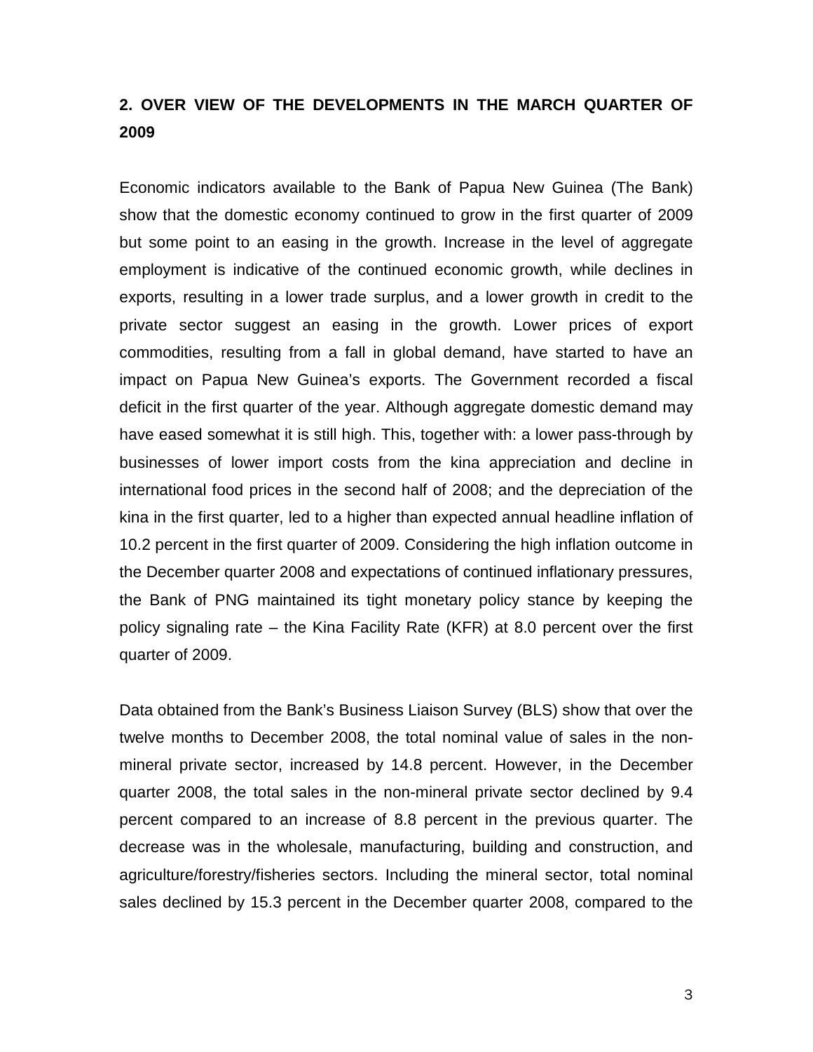## 2. OVER VIEW OF THE DEVELOPMENTS IN THE MARCH QUARTER OF 2009

Economic indicators available to the Bank of Papua New Guinea (The Bank) show that the domestic economy continued to grow in the first quarter of 2009 but some point to an easing in the growth. Increase in the level of aggregate employment is indicative of the continued economic growth, while declines in exports, resulting in a lower trade surplus, and a lower growth in credit to the private sector suggest an easing in the growth. Lower prices of export commodities, resulting from a fall in global demand, have started to have an impact on Papua New Guinea's exports. The Government recorded a fiscal deficit in the first quarter of the year. Although aggregate domestic demand may have eased somewhat it is still high. This, together with: a lower pass-through by businesses of lower import costs from the kina appreciation and decline in international food prices in the second half of 2008; and the depreciation of the kina in the first quarter, led to a higher than expected annual headline inflation of 10.2 percent in the first quarter of 2009. Considering the high inflation outcome in the December quarter 2008 and expectations of continued inflationary pressures, the Bank of PNG maintained its tight monetary policy stance by keeping the policy signaling rate – the Kina Facility Rate (KFR) at 8.0 percent over the first quarter of 2009.

Data obtained from the Bank's Business Liaison Survey (BLS) show that over the twelve months to December 2008, the total nominal value of sales in the non-mineral private sector, increased by 14.8 percent. However, in the December quarter 2008, the total sales in the non-mineral private sector declined by 9.4 percent compared to an increase of 8.8 percent in the previous quarter. The decrease was in the wholesale, manufacturing, building and construction, and agriculture/forestry/fisheries sectors. Including the mineral sector, total nominal sales declined by 15.3 percent in the December quarter 2008, compared to the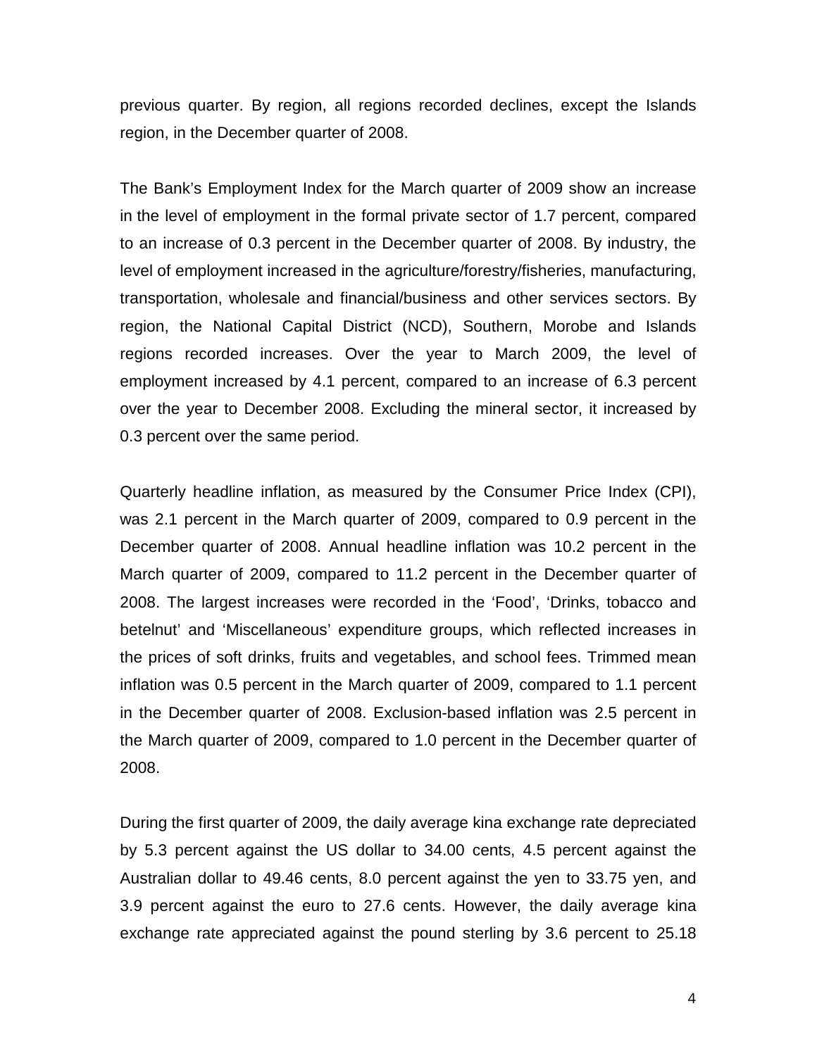previous quarter. By region, all regions recorded declines, except the Islands region, in the December quarter of 2008.

The Bank's Employment Index for the March quarter of 2009 show an increase in the level of employment in the formal private sector of 1.7 percent, compared to an increase of 0.3 percent in the December quarter of 2008. By industry, the level of employment increased in the agriculture/forestry/fisheries, manufacturing, transportation, wholesale and financial/business and other services sectors. By region, the National Capital District (NCD), Southern, Morobe and Islands regions recorded increases. Over the year to March 2009, the level of employment increased by 4.1 percent, compared to an increase of 6.3 percent over the year to December 2008. Excluding the mineral sector, it increased by 0.3 percent over the same period.

Quarterly headline inflation, as measured by the Consumer Price Index (CPI), was 2.1 percent in the March quarter of 2009, compared to 0.9 percent in the December quarter of 2008. Annual headline inflation was 10.2 percent in the March quarter of 2009, compared to 11.2 percent in the December quarter of 2008. The largest increases were recorded in the 'Food', 'Drinks, tobacco and betelnut' and 'Miscellaneous' expenditure groups, which reflected increases in the prices of soft drinks, fruits and vegetables, and school fees. Trimmed mean inflation was 0.5 percent in the March quarter of 2009, compared to 1.1 percent in the December quarter of 2008. Exclusion-based inflation was 2.5 percent in the March quarter of 2009, compared to 1.0 percent in the December quarter of 2008.

During the first quarter of 2009, the daily average kina exchange rate depreciated by 5.3 percent against the US dollar to 34.00 cents, 4.5 percent against the Australian dollar to 49.46 cents, 8.0 percent against the yen to 33.75 yen, and 3.9 percent against the euro to 27.6 cents. However, the daily average kina exchange rate appreciated against the pound sterling by 3.6 percent to 25.18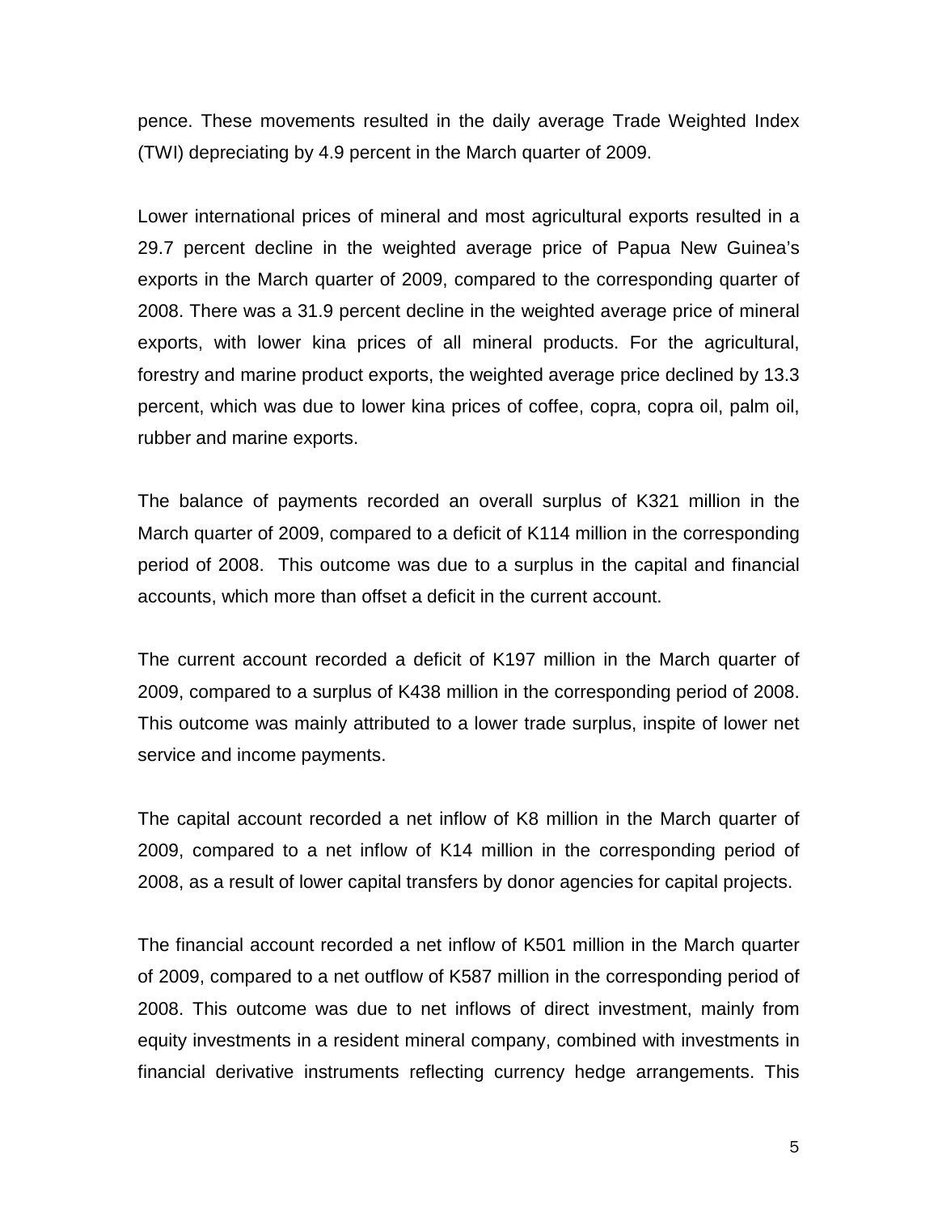pence. These movements resulted in the daily average Trade Weighted Index (TWI) depreciating by 4.9 percent in the March quarter of 2009.

Lower international prices of mineral and most agricultural exports resulted in a 29.7 percent decline in the weighted average price of Papua New Guinea's exports in the March quarter of 2009, compared to the corresponding quarter of 2008. There was a 31.9 percent decline in the weighted average price of mineral exports, with lower kina prices of all mineral products. For the agricultural, forestry and marine product exports, the weighted average price declined by 13.3 percent, which was due to lower kina prices of coffee, copra, copra oil, palm oil, rubber and marine exports.

The balance of payments recorded an overall surplus of K321 million in the March quarter of 2009, compared to a deficit of K114 million in the corresponding period of 2008. This outcome was due to a surplus in the capital and financial accounts, which more than offset a deficit in the current account.

The current account recorded a deficit of K197 million in the March quarter of 2009, compared to a surplus of K438 million in the corresponding period of 2008. This outcome was mainly attributed to a lower trade surplus, inspite of lower net service and income payments.

The capital account recorded a net inflow of K8 million in the March quarter of 2009, compared to a net inflow of K14 million in the corresponding period of 2008, as a result of lower capital transfers by donor agencies for capital projects.

The financial account recorded a net inflow of K501 million in the March quarter of 2009, compared to a net outflow of K587 million in the corresponding period of 2008. This outcome was due to net inflows of direct investment, mainly from equity investments in a resident mineral company, combined with investments in financial derivative instruments reflecting currency hedge arrangements. This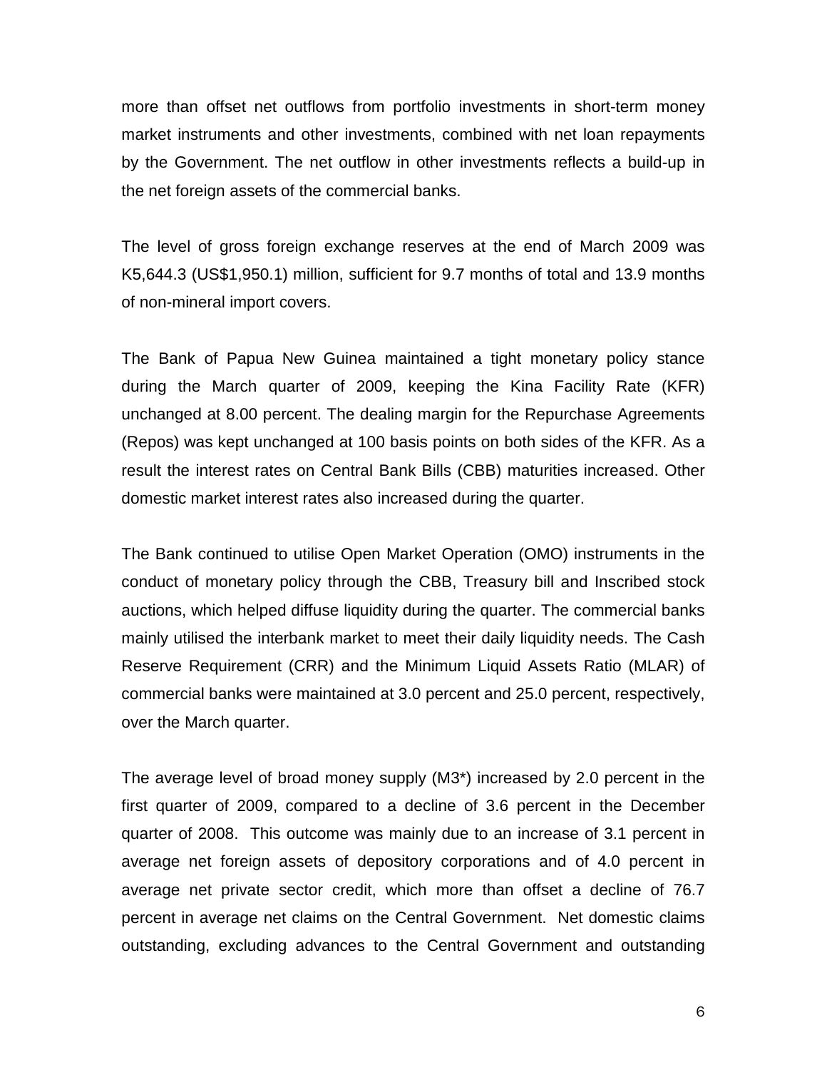more than offset net outflows from portfolio investments in short-term money market instruments and other investments, combined with net loan repayments by the Government. The net outflow in other investments reflects a build-up in the net foreign assets of the commercial banks.

The level of gross foreign exchange reserves at the end of March 2009 was K5,644.3 (US$1,950.1) million, sufficient for 9.7 months of total and 13.9 months of non-mineral import covers.

The Bank of Papua New Guinea maintained a tight monetary policy stance during the March quarter of 2009, keeping the Kina Facility Rate (KFR) unchanged at 8.00 percent. The dealing margin for the Repurchase Agreements (Repos) was kept unchanged at 100 basis points on both sides of the KFR. As a result the interest rates on Central Bank Bills (CBB) maturities increased. Other domestic market interest rates also increased during the quarter.

The Bank continued to utilise Open Market Operation (OMO) instruments in the conduct of monetary policy through the CBB, Treasury bill and Inscribed stock auctions, which helped diffuse liquidity during the quarter. The commercial banks mainly utilised the interbank market to meet their daily liquidity needs. The Cash Reserve Requirement (CRR) and the Minimum Liquid Assets Ratio (MLAR) of commercial banks were maintained at 3.0 percent and 25.0 percent, respectively, over the March quarter.

The average level of broad money supply (M3*) increased by 2.0 percent in the first quarter of 2009, compared to a decline of 3.6 percent in the December quarter of 2008. This outcome was mainly due to an increase of 3.1 percent in average net foreign assets of depository corporations and of 4.0 percent in average net private sector credit, which more than offset a decline of 76.7 percent in average net claims on the Central Government. Net domestic claims outstanding, excluding advances to the Central Government and outstanding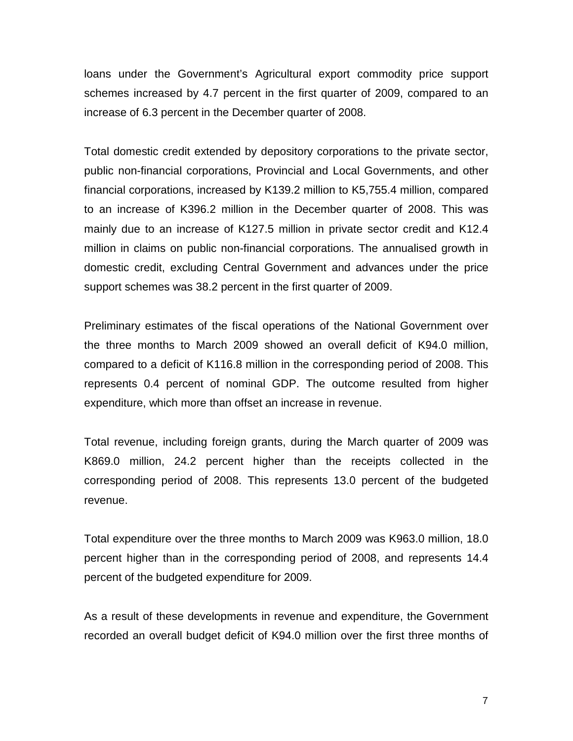loans under the Government's Agricultural export commodity price support schemes increased by 4.7 percent in the first quarter of 2009, compared to an increase of 6.3 percent in the December quarter of 2008.

Total domestic credit extended by depository corporations to the private sector, public non-financial corporations, Provincial and Local Governments, and other financial corporations, increased by K139.2 million to K5,755.4 million, compared to an increase of K396.2 million in the December quarter of 2008. This was mainly due to an increase of K127.5 million in private sector credit and K12.4 million in claims on public non-financial corporations. The annualised growth in domestic credit, excluding Central Government and advances under the price support schemes was 38.2 percent in the first quarter of 2009.

Preliminary estimates of the fiscal operations of the National Government over the three months to March 2009 showed an overall deficit of K94.0 million, compared to a deficit of K116.8 million in the corresponding period of 2008. This represents 0.4 percent of nominal GDP. The outcome resulted from higher expenditure, which more than offset an increase in revenue.

Total revenue, including foreign grants, during the March quarter of 2009 was K869.0 million, 24.2 percent higher than the receipts collected in the corresponding period of 2008. This represents 13.0 percent of the budgeted revenue.

Total expenditure over the three months to March 2009 was K963.0 million, 18.0 percent higher than in the corresponding period of 2008, and represents 14.4 percent of the budgeted expenditure for 2009.

As a result of these developments in revenue and expenditure, the Government recorded an overall budget deficit of K94.0 million over the first three months of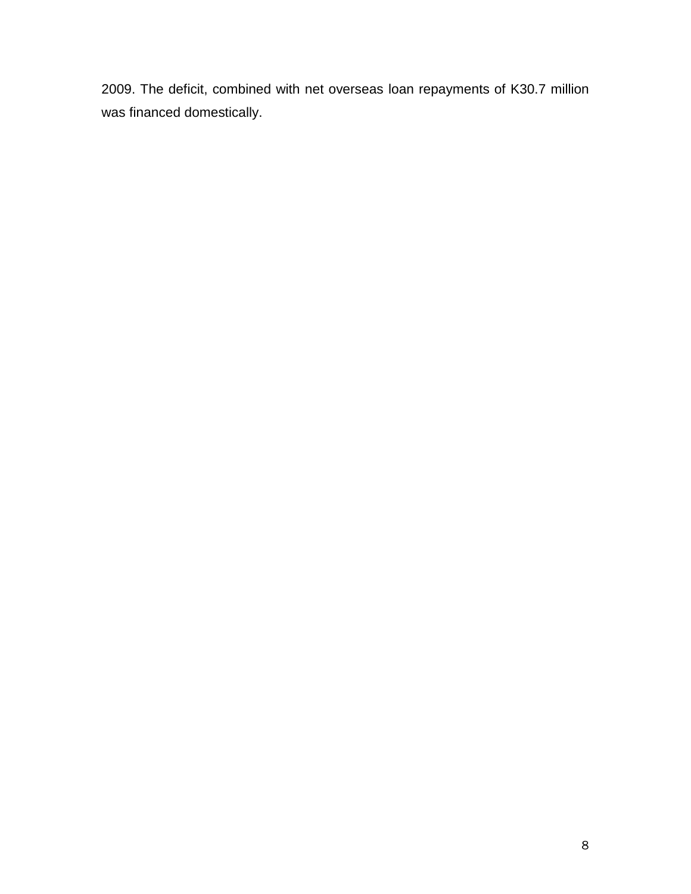2009. The deficit, combined with net overseas loan repayments of K30.7 million was financed domestically.